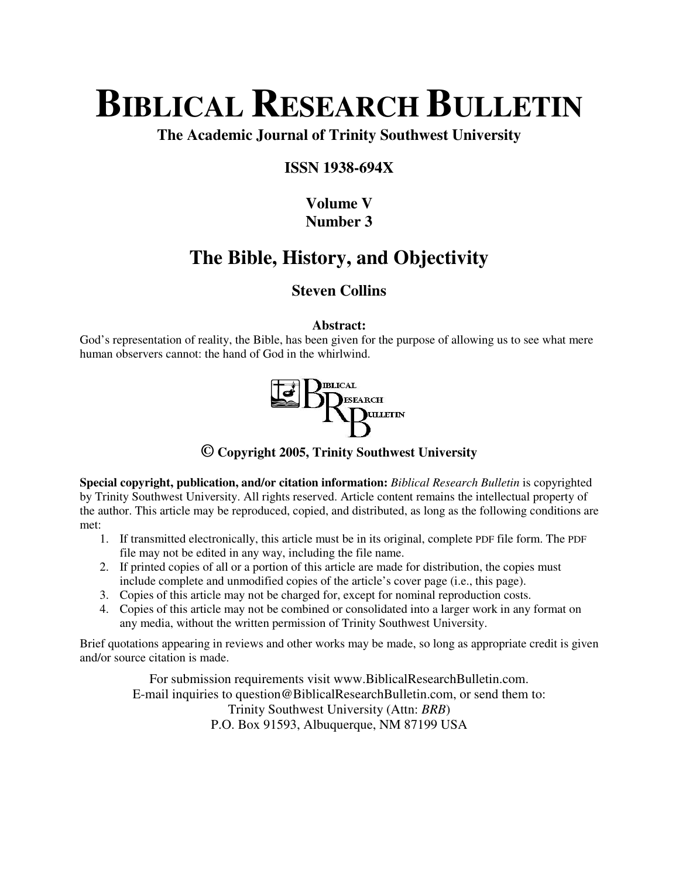# BIBLICAL RESEARCH BULLETIN

**The Academic Journal of Trinity Southwest University**

**ISSN 1938-694X**

**Volume V**
**Number 3**

## The Bible, History, and Objectivity

**Steven Collins**

**Abstract:**
God's representation of reality, the Bible, has been given for the purpose of allowing us to see what mere human observers cannot: the hand of God in the whirlwind.

**© Copyright 2005, Trinity Southwest University**

**Special copyright, publication, and/or citation information:** *Biblical Research Bulletin* is copyrighted by Trinity Southwest University. All rights reserved. Article content remains the intellectual property of the author. This article may be reproduced, copied, and distributed, as long as the following conditions are met:

1. If transmitted electronically, this article must be in its original, complete PDF file form. The PDF file may not be edited in any way, including the file name.
2. If printed copies of all or a portion of this article are made for distribution, the copies must include complete and unmodified copies of the article's cover page (i.e., this page).
3. Copies of this article may not be charged for, except for nominal reproduction costs.
4. Copies of this article may not be combined or consolidated into a larger work in any format on any media, without the written permission of Trinity Southwest University.

Brief quotations appearing in reviews and other works may be made, so long as appropriate credit is given and/or source citation is made.

For submission requirements visit www.BiblicalResearchBulletin.com.
E-mail inquiries to question@BiblicalResearchBulletin.com, or send them to:
Trinity Southwest University (Attn: *BRB*)
P.O. Box 91593, Albuquerque, NM 87199 USA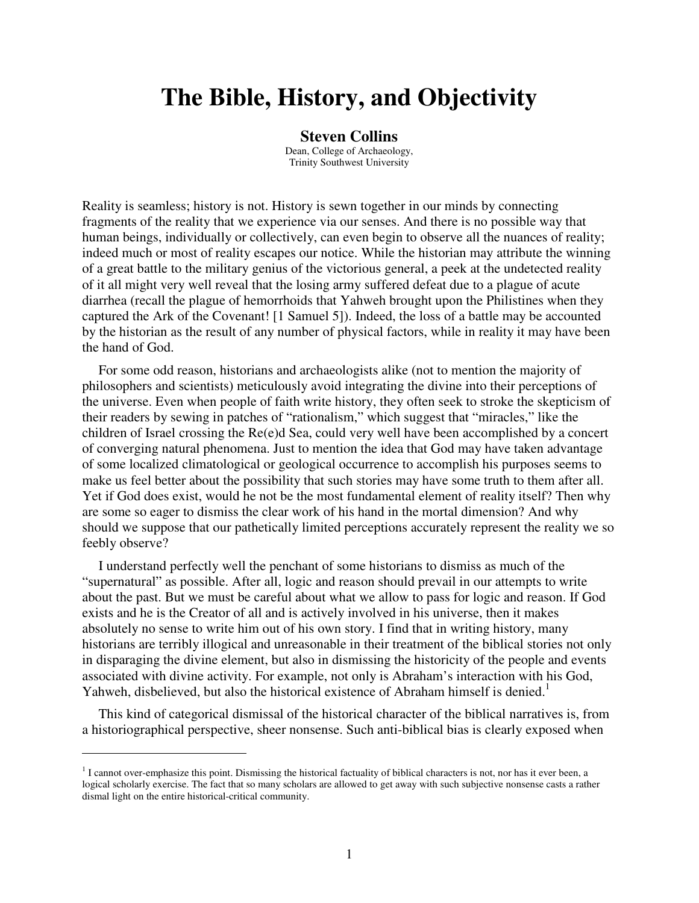# The Bible, History, and Objectivity

**Steven Collins**

Dean, College of Archaeology,
Trinity Southwest University

Reality is seamless; history is not. History is sewn together in our minds by connecting fragments of the reality that we experience via our senses. And there is no possible way that human beings, individually or collectively, can even begin to observe all the nuances of reality; indeed much or most of reality escapes our notice. While the historian may attribute the winning of a great battle to the military genius of the victorious general, a peek at the undetected reality of it all might very well reveal that the losing army suffered defeat due to a plague of acute diarrhea (recall the plague of hemorrhoids that Yahweh brought upon the Philistines when they captured the Ark of the Covenant! [1 Samuel 5]). Indeed, the loss of a battle may be accounted by the historian as the result of any number of physical factors, while in reality it may have been the hand of God.

For some odd reason, historians and archaeologists alike (not to mention the majority of philosophers and scientists) meticulously avoid integrating the divine into their perceptions of the universe. Even when people of faith write history, they often seek to stroke the skepticism of their readers by sewing in patches of "rationalism," which suggest that "miracles," like the children of Israel crossing the Re(e)d Sea, could very well have been accomplished by a concert of converging natural phenomena. Just to mention the idea that God may have taken advantage of some localized climatological or geological occurrence to accomplish his purposes seems to make us feel better about the possibility that such stories may have some truth to them after all. Yet if God does exist, would he not be the most fundamental element of reality itself? Then why are some so eager to dismiss the clear work of his hand in the mortal dimension? And why should we suppose that our pathetically limited perceptions accurately represent the reality we so feebly observe?

I understand perfectly well the penchant of some historians to dismiss as much of the "supernatural" as possible. After all, logic and reason should prevail in our attempts to write about the past. But we must be careful about what we allow to pass for logic and reason. If God exists and he is the Creator of all and is actively involved in his universe, then it makes absolutely no sense to write him out of his own story. I find that in writing history, many historians are terribly illogical and unreasonable in their treatment of the biblical stories not only in disparaging the divine element, but also in dismissing the historicity of the people and events associated with divine activity. For example, not only is Abraham's interaction with his God, Yahweh, disbelieved, but also the historical existence of Abraham himself is denied.[1]

This kind of categorical dismissal of the historical character of the biblical narratives is, from a historiographical perspective, sheer nonsense. Such anti-biblical bias is clearly exposed when

[1] I cannot over-emphasize this point. Dismissing the historical factuality of biblical characters is not, nor has it ever been, a logical scholarly exercise. The fact that so many scholars are allowed to get away with such subjective nonsense casts a rather dismal light on the entire historical-critical community.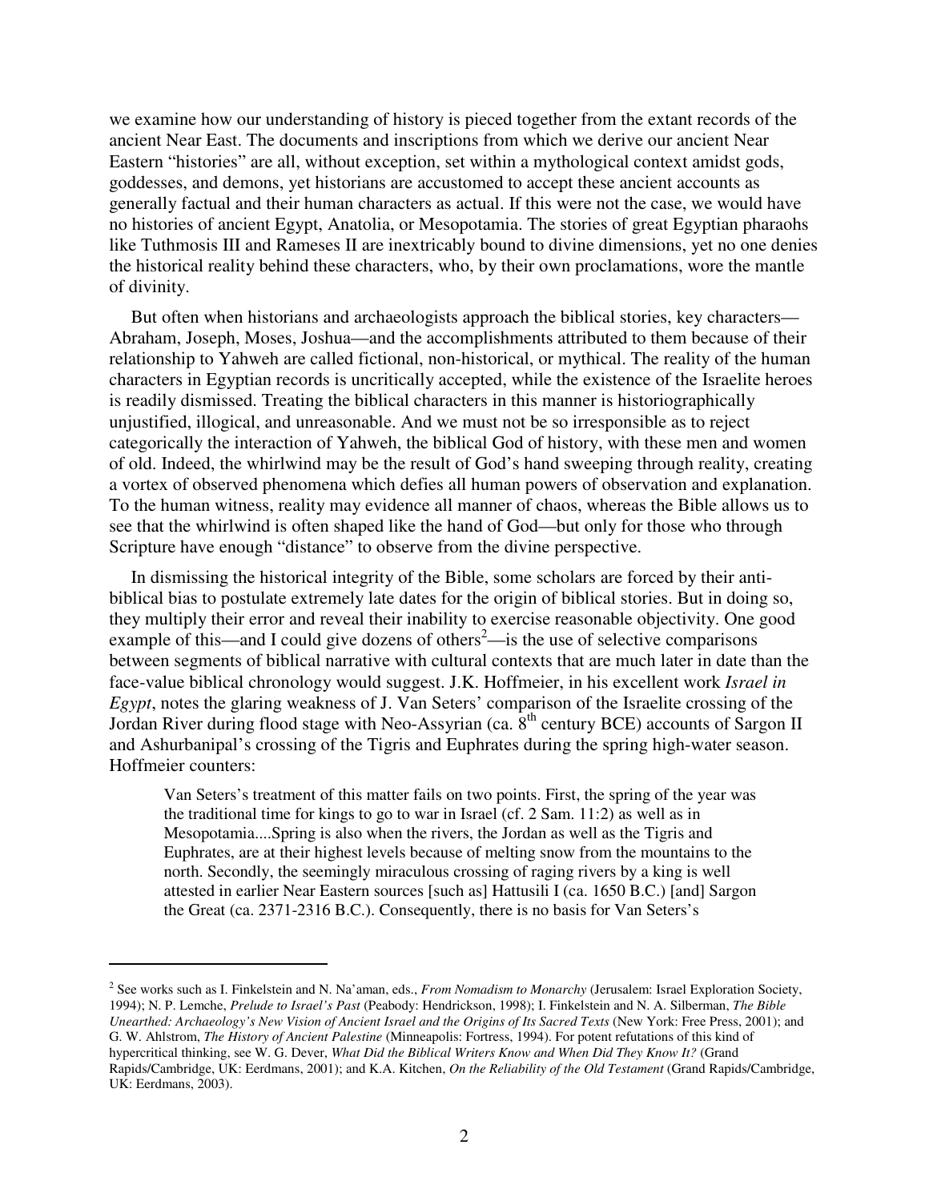we examine how our understanding of history is pieced together from the extant records of the ancient Near East. The documents and inscriptions from which we derive our ancient Near Eastern "histories" are all, without exception, set within a mythological context amidst gods, goddesses, and demons, yet historians are accustomed to accept these ancient accounts as generally factual and their human characters as actual. If this were not the case, we would have no histories of ancient Egypt, Anatolia, or Mesopotamia. The stories of great Egyptian pharaohs like Tuthmosis III and Rameses II are inextricably bound to divine dimensions, yet no one denies the historical reality behind these characters, who, by their own proclamations, wore the mantle of divinity.

But often when historians and archaeologists approach the biblical stories, key characters—Abraham, Joseph, Moses, Joshua—and the accomplishments attributed to them because of their relationship to Yahweh are called fictional, non-historical, or mythical. The reality of the human characters in Egyptian records is uncritically accepted, while the existence of the Israelite heroes is readily dismissed. Treating the biblical characters in this manner is historiographically unjustified, illogical, and unreasonable. And we must not be so irresponsible as to reject categorically the interaction of Yahweh, the biblical God of history, with these men and women of old. Indeed, the whirlwind may be the result of God's hand sweeping through reality, creating a vortex of observed phenomena which defies all human powers of observation and explanation. To the human witness, reality may evidence all manner of chaos, whereas the Bible allows us to see that the whirlwind is often shaped like the hand of God—but only for those who through Scripture have enough "distance" to observe from the divine perspective.

In dismissing the historical integrity of the Bible, some scholars are forced by their anti-biblical bias to postulate extremely late dates for the origin of biblical stories. But in doing so, they multiply their error and reveal their inability to exercise reasonable objectivity. One good example of this—and I could give dozens of others[2]—is the use of selective comparisons between segments of biblical narrative with cultural contexts that are much later in date than the face-value biblical chronology would suggest. J.K. Hoffmeier, in his excellent work *Israel in Egypt*, notes the glaring weakness of J. Van Seters' comparison of the Israelite crossing of the Jordan River during flood stage with Neo-Assyrian (ca. 8th century BCE) accounts of Sargon II and Ashurbanipal's crossing of the Tigris and Euphrates during the spring high-water season. Hoffmeier counters:

> Van Seters's treatment of this matter fails on two points. First, the spring of the year was the traditional time for kings to go to war in Israel (cf. 2 Sam. 11:2) as well as in Mesopotamia....Spring is also when the rivers, the Jordan as well as the Tigris and Euphrates, are at their highest levels because of melting snow from the mountains to the north. Secondly, the seemingly miraculous crossing of raging rivers by a king is well attested in earlier Near Eastern sources [such as] Hattusili I (ca. 1650 B.C.) [and] Sargon the Great (ca. 2371-2316 B.C.). Consequently, there is no basis for Van Seters's

---

[2] See works such as I. Finkelstein and N. Na'aman, eds., *From Nomadism to Monarchy* (Jerusalem: Israel Exploration Society, 1994); N. P. Lemche, *Prelude to Israel's Past* (Peabody: Hendrickson, 1998); I. Finkelstein and N. A. Silberman, *The Bible Unearthed: Archaeology's New Vision of Ancient Israel and the Origins of Its Sacred Texts* (New York: Free Press, 2001); and G. W. Ahlstrom, *The History of Ancient Palestine* (Minneapolis: Fortress, 1994). For potent refutations of this kind of hypercritical thinking, see W. G. Dever, *What Did the Biblical Writers Know and When Did They Know It?* (Grand Rapids/Cambridge, UK: Eerdmans, 2001); and K.A. Kitchen, *On the Reliability of the Old Testament* (Grand Rapids/Cambridge, UK: Eerdmans, 2003).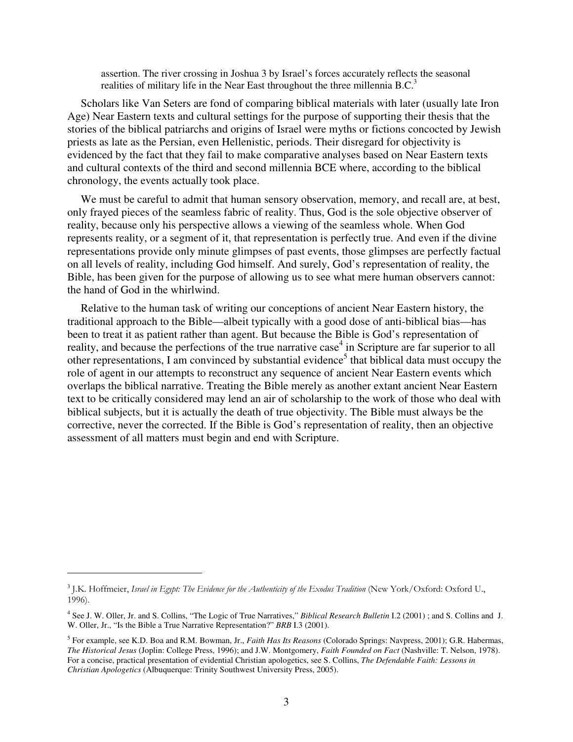> assertion. The river crossing in Joshua 3 by Israel's forces accurately reflects the seasonal realities of military life in the Near East throughout the three millennia B.C.[3]

Scholars like Van Seters are fond of comparing biblical materials with later (usually late Iron Age) Near Eastern texts and cultural settings for the purpose of supporting their thesis that the stories of the biblical patriarchs and origins of Israel were myths or fictions concocted by Jewish priests as late as the Persian, even Hellenistic, periods. Their disregard for objectivity is evidenced by the fact that they fail to make comparative analyses based on Near Eastern texts and cultural contexts of the third and second millennia BCE where, according to the biblical chronology, the events actually took place.

We must be careful to admit that human sensory observation, memory, and recall are, at best, only frayed pieces of the seamless fabric of reality. Thus, God is the sole objective observer of reality, because only his perspective allows a viewing of the seamless whole. When God represents reality, or a segment of it, that representation is perfectly true. And even if the divine representations provide only minute glimpses of past events, those glimpses are perfectly factual on all levels of reality, including God himself. And surely, God's representation of reality, the Bible, has been given for the purpose of allowing us to see what mere human observers cannot: the hand of God in the whirlwind.

Relative to the human task of writing our conceptions of ancient Near Eastern history, the traditional approach to the Bible—albeit typically with a good dose of anti-biblical bias—has been to treat it as patient rather than agent. But because the Bible is God's representation of reality, and because the perfections of the true narrative case[4] in Scripture are far superior to all other representations, I am convinced by substantial evidence[5] that biblical data must occupy the role of agent in our attempts to reconstruct any sequence of ancient Near Eastern events which overlaps the biblical narrative. Treating the Bible merely as another extant ancient Near Eastern text to be critically considered may lend an air of scholarship to the work of those who deal with biblical subjects, but it is actually the death of true objectivity. The Bible must always be the corrective, never the corrected. If the Bible is God's representation of reality, then an objective assessment of all matters must begin and end with Scripture.

---

[3] J.K. Hoffmeier, *Israel in Egypt: The Evidence for the Authenticity of the Exodus Tradition* (New York/Oxford: Oxford U., 1996).

[4] See J. W. Oller, Jr. and S. Collins, "The Logic of True Narratives," *Biblical Research Bulletin* I.2 (2001) ; and S. Collins and J. W. Oller, Jr., "Is the Bible a True Narrative Representation?" *BRB* I.3 (2001).

[5] For example, see K.D. Boa and R.M. Bowman, Jr., *Faith Has Its Reasons* (Colorado Springs: Navpress, 2001); G.R. Habermas, *The Historical Jesus* (Joplin: College Press, 1996); and J.W. Montgomery, *Faith Founded on Fact* (Nashville: T. Nelson, 1978). For a concise, practical presentation of evidential Christian apologetics, see S. Collins, *The Defendable Faith: Lessons in Christian Apologetics* (Albuquerque: Trinity Southwest University Press, 2005).